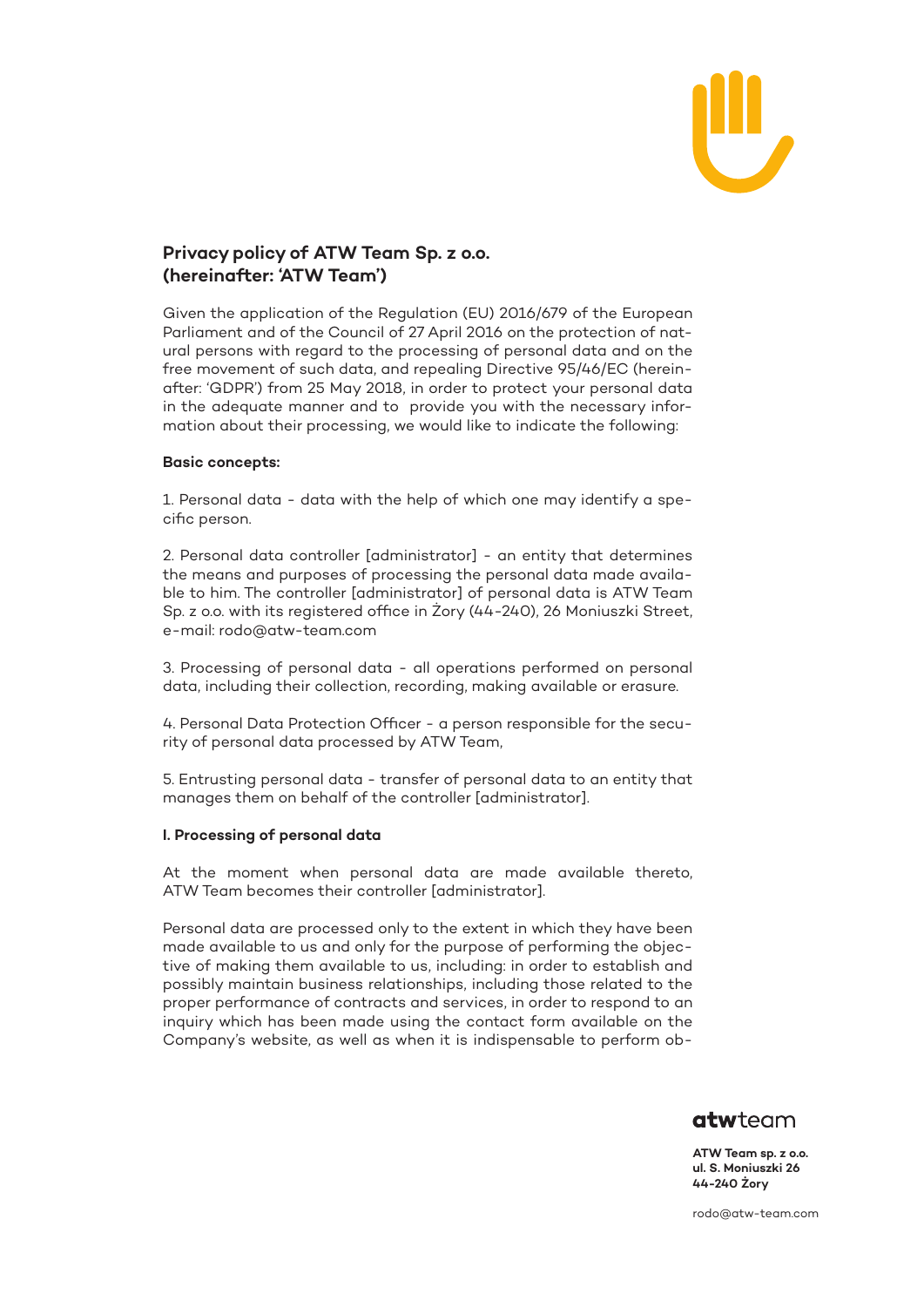**Privacy policy of ATW Team Sp. z o.o. (hereinafter: 'ATW Team')**

Given the application of the Regulation (EU) 2016/679 of the European Parliament and of the Council of 27 April 2016 on the protection of natural persons with regard to the processing of personal data and on the free movement of such data, and repealing Directive 95/46/EC (hereinafter: 'GDPR') from 25 May 2018, in order to protect your personal data in the adequate manner and to provide you with the necessary information about their processing, we would like to indicate the following:

**Basic concepts:**

1. Personal data - data with the help of which one may identify a specific person.

2. Personal data controller [administrator] - an entity that determines the means and purposes of processing the personal data made available to him. The controller [administrator] of personal data is ATW Team Sp. z o.o. with its registered office in Żory (44-240), 26 Moniuszki Street, e-mail: rodo@atw-team.com

3. Processing of personal data - all operations performed on personal data, including their collection, recording, making available or erasure.

4. Personal Data Protection Officer - a person responsible for the security of personal data processed by ATW Team,

5. Entrusting personal data - transfer of personal data to an entity that manages them on behalf of the controller [administrator].

**I. Processing of personal data**

At the moment when personal data are made available thereto, ATW Team becomes their controller [administrator].

Personal data are processed only to the extent in which they have been made available to us and only for the purpose of performing the objective of making them available to us, including: in order to establish and possibly maintain business relationships, including those related to the proper performance of contracts and services, in order to respond to an inquiry which has been made using the contact form available on the Company's website, as well as when it is indispensable to perform ob-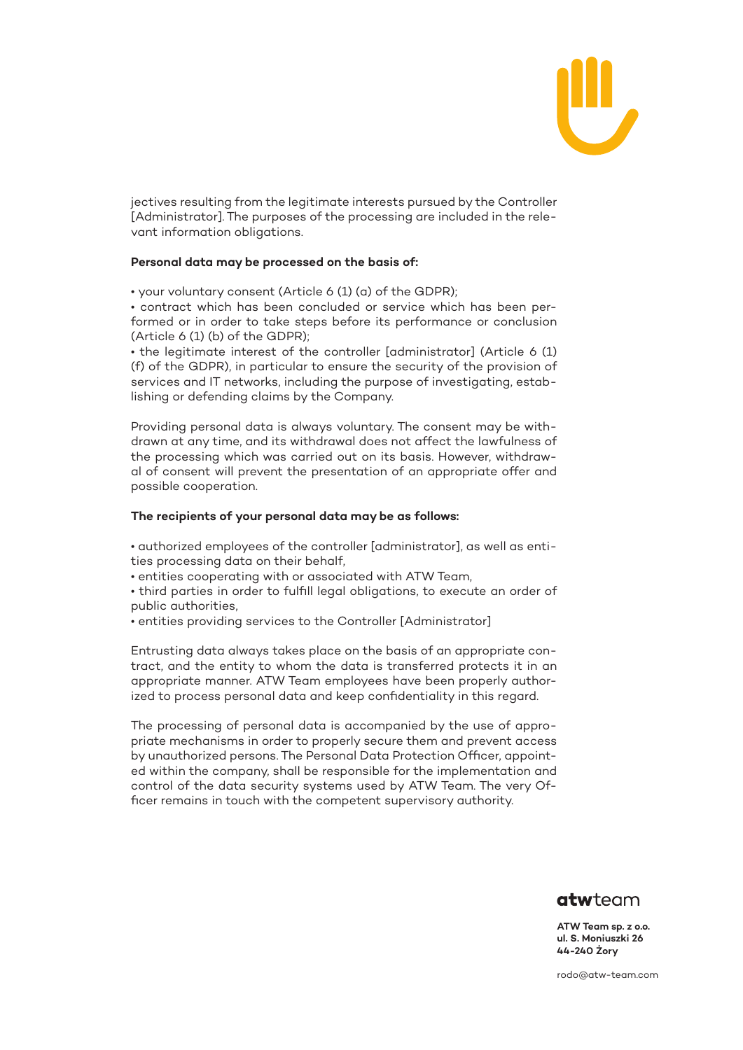jectives resulting from the legitimate interests pursued by the Controller [Administrator]. The purposes of the processing are included in the relevant information obligations.

**Personal data may be processed on the basis of:**

- your voluntary consent (Article 6 (1) (a) of the GDPR);
- contract which has been concluded or service which has been performed or in order to take steps before its performance or conclusion (Article 6 (1) (b) of the GDPR);
- the legitimate interest of the controller [administrator] (Article 6 (1) (f) of the GDPR), in particular to ensure the security of the provision of services and IT networks, including the purpose of investigating, establishing or defending claims by the Company.

Providing personal data is always voluntary. The consent may be withdrawn at any time, and its withdrawal does not affect the lawfulness of the processing which was carried out on its basis. However, withdrawal of consent will prevent the presentation of an appropriate offer and possible cooperation.

**The recipients of your personal data may be as follows:**

- authorized employees of the controller [administrator], as well as entities processing data on their behalf,
- entities cooperating with or associated with ATW Team,
- third parties in order to fulfill legal obligations, to execute an order of public authorities,
- entities providing services to the Controller [Administrator]

Entrusting data always takes place on the basis of an appropriate contract, and the entity to whom the data is transferred protects it in an appropriate manner. ATW Team employees have been properly authorized to process personal data and keep confidentiality in this regard.

The processing of personal data is accompanied by the use of appropriate mechanisms in order to properly secure them and prevent access by unauthorized persons. The Personal Data Protection Officer, appointed within the company, shall be responsible for the implementation and control of the data security systems used by ATW Team. The very Officer remains in touch with the competent supervisory authority.

**atw**team

**ATW Team sp. z o.o.**
**ul. S. Moniuszki 26**
**44-240 Żory**

rodo@atw-team.com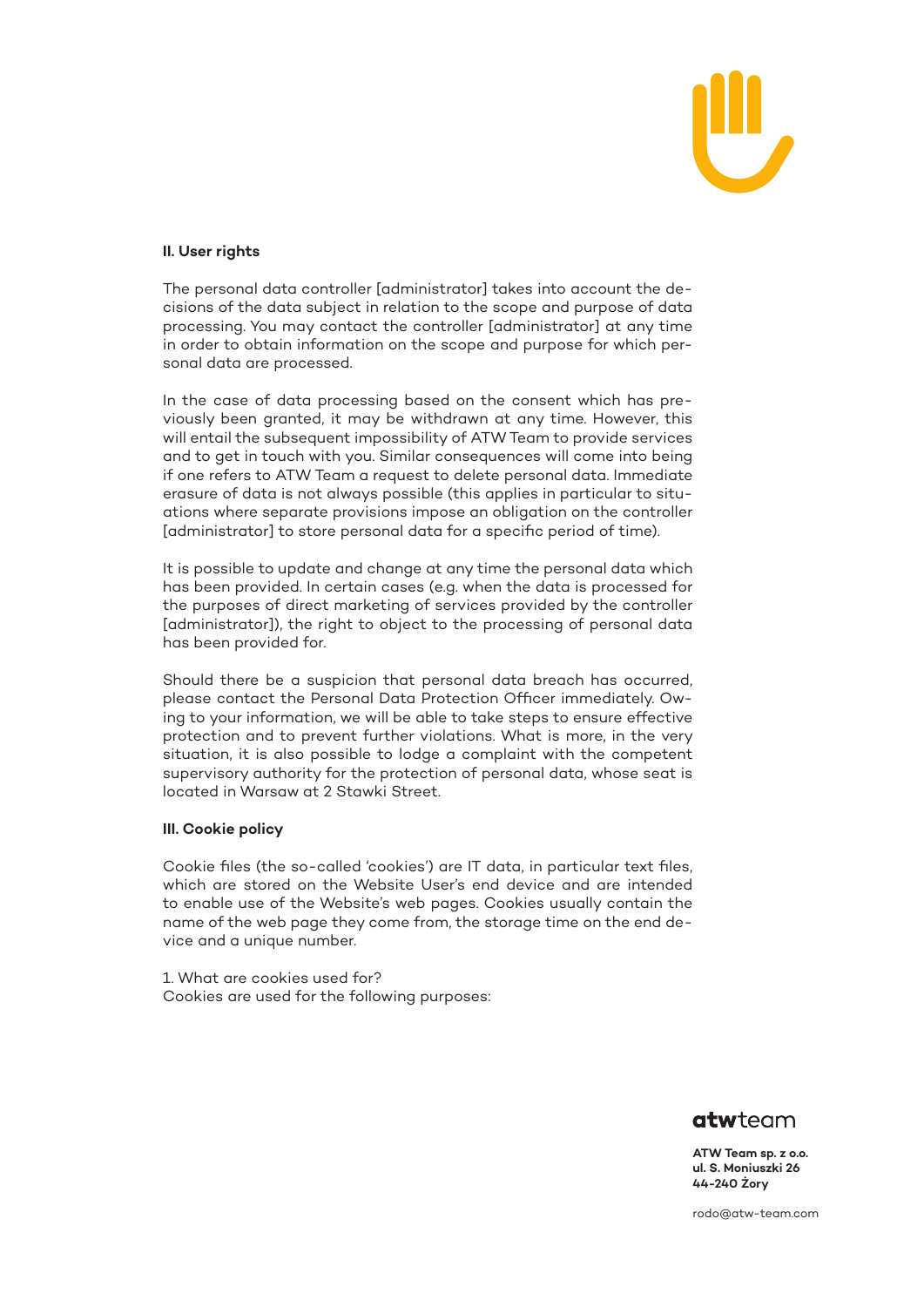**II. User rights**

The personal data controller [administrator] takes into account the decisions of the data subject in relation to the scope and purpose of data processing. You may contact the controller [administrator] at any time in order to obtain information on the scope and purpose for which personal data are processed.

In the case of data processing based on the consent which has previously been granted, it may be withdrawn at any time. However, this will entail the subsequent impossibility of ATW Team to provide services and to get in touch with you. Similar consequences will come into being if one refers to ATW Team a request to delete personal data. Immediate erasure of data is not always possible (this applies in particular to situations where separate provisions impose an obligation on the controller [administrator] to store personal data for a specific period of time).

It is possible to update and change at any time the personal data which has been provided. In certain cases (e.g. when the data is processed for the purposes of direct marketing of services provided by the controller [administrator]), the right to object to the processing of personal data has been provided for.

Should there be a suspicion that personal data breach has occurred, please contact the Personal Data Protection Officer immediately. Owing to your information, we will be able to take steps to ensure effective protection and to prevent further violations. What is more, in the very situation, it is also possible to lodge a complaint with the competent supervisory authority for the protection of personal data, whose seat is located in Warsaw at 2 Stawki Street.

**III. Cookie policy**

Cookie files (the so-called 'cookies') are IT data, in particular text files, which are stored on the Website User's end device and are intended to enable use of the Website's web pages. Cookies usually contain the name of the web page they come from, the storage time on the end device and a unique number.

1. What are cookies used for?
Cookies are used for the following purposes:

**atw**team

**ATW Team sp. z o.o.**
**ul. S. Moniuszki 26**
**44-240 Żory**

rodo@atw-team.com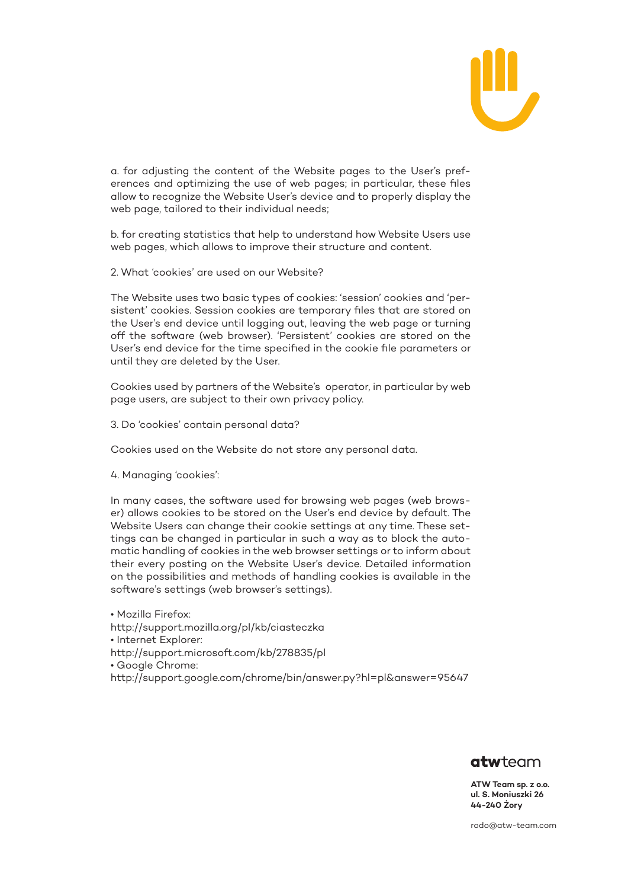a. for adjusting the content of the Website pages to the User's preferences and optimizing the use of web pages; in particular, these files allow to recognize the Website User's device and to properly display the web page, tailored to their individual needs;

b. for creating statistics that help to understand how Website Users use web pages, which allows to improve their structure and content.

2. What 'cookies' are used on our Website?

The Website uses two basic types of cookies: 'session' cookies and 'persistent' cookies. Session cookies are temporary files that are stored on the User's end device until logging out, leaving the web page or turning off the software (web browser). 'Persistent' cookies are stored on the User's end device for the time specified in the cookie file parameters or until they are deleted by the User.

Cookies used by partners of the Website's operator, in particular by web page users, are subject to their own privacy policy.

3. Do 'cookies' contain personal data?

Cookies used on the Website do not store any personal data.

4. Managing 'cookies':

In many cases, the software used for browsing web pages (web browser) allows cookies to be stored on the User's end device by default. The Website Users can change their cookie settings at any time. These settings can be changed in particular in such a way as to block the automatic handling of cookies in the web browser settings or to inform about their every posting on the Website User's device. Detailed information on the possibilities and methods of handling cookies is available in the software's settings (web browser's settings).

- Mozilla Firefox:
http://support.mozilla.org/pl/kb/ciasteczka
- Internet Explorer:
http://support.microsoft.com/kb/278835/pl
- Google Chrome:
http://support.google.com/chrome/bin/answer.py?hl=pl&answer=95647

**atw**team

**ATW Team sp. z o.o.**
**ul. S. Moniuszki 26**
**44-240 Żory**

rodo@atw-team.com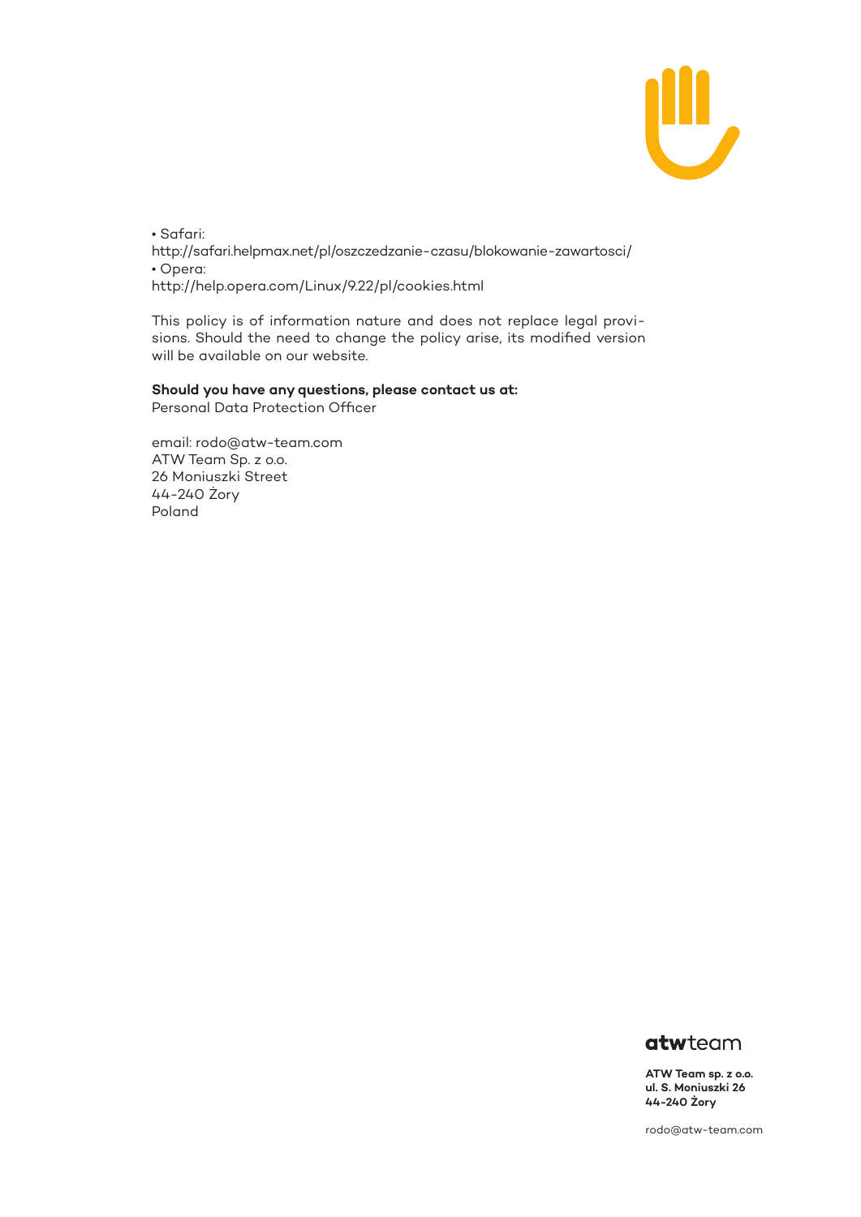- Safari:
http://safari.helpmax.net/pl/oszczedzanie-czasu/blokowanie-zawartosci/
- Opera:
http://help.opera.com/Linux/9.22/pl/cookies.html

This policy is of information nature and does not replace legal provisions. Should the need to change the policy arise, its modified version will be available on our website.

**Should you have any questions, please contact us at:**
Personal Data Protection Officer

email: rodo@atw-team.com
ATW Team Sp. z o.o.
26 Moniuszki Street
44-240 Żory
Poland